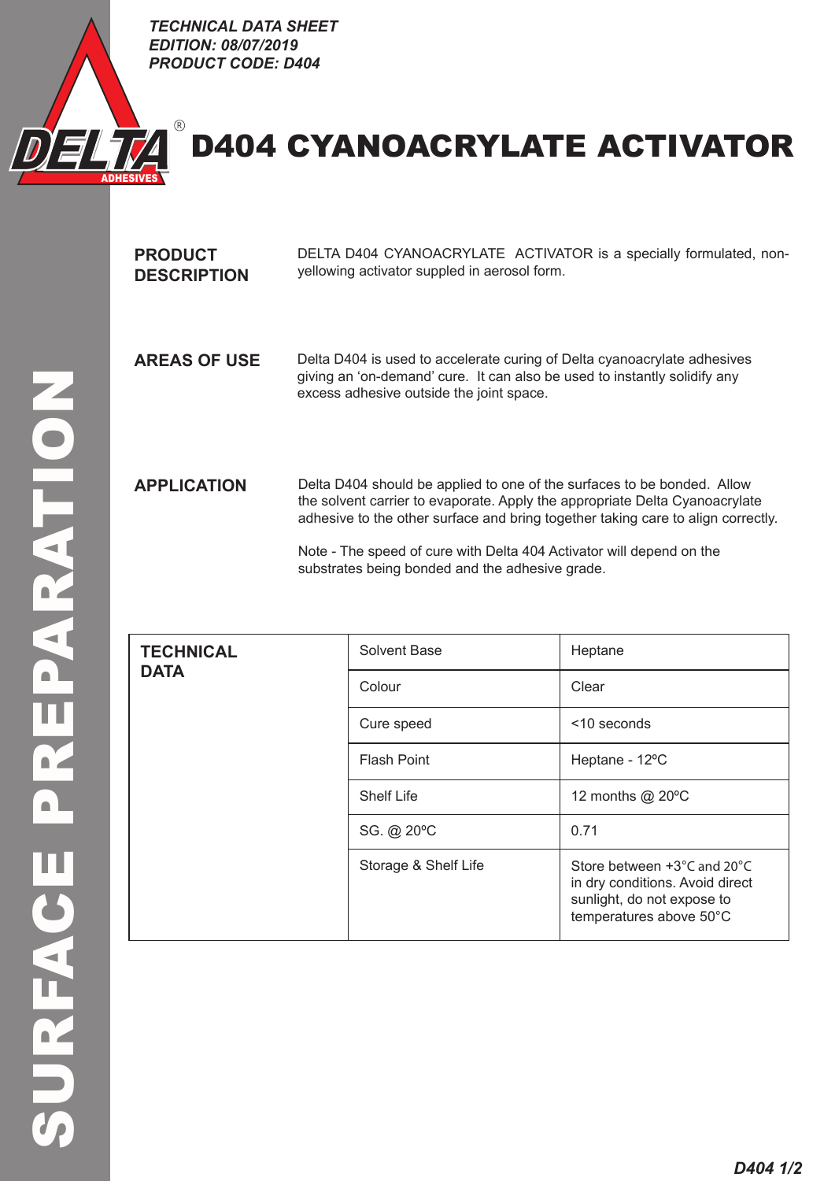*TECHNICAL DATA SHEET*
*EDITION: 08/07/2019*
*PRODUCT CODE: D404*

DELTA® ADHESIVES

# D404 CYANOACRYLATE ACTIVATOR

SURFACE PREPARATION

**PRODUCT DESCRIPTION**

DELTA D404 CYANOACRYLATE ACTIVATOR is a specially formulated, non-yellowing activator suppled in aerosol form.

**AREAS OF USE**

Delta D404 is used to accelerate curing of Delta cyanoacrylate adhesives giving an 'on-demand' cure. It can also be used to instantly solidify any excess adhesive outside the joint space.

**APPLICATION**

Delta D404 should be applied to one of the surfaces to be bonded. Allow the solvent carrier to evaporate. Apply the appropriate Delta Cyanoacrylate adhesive to the other surface and bring together taking care to align correctly.

Note - The speed of cure with Delta 404 Activator will depend on the substrates being bonded and the adhesive grade.

| **TECHNICAL DATA** | | |
|---|---|---|
| | Solvent Base | Heptane |
| | Colour | Clear |
| | Cure speed | <10 seconds |
| | Flash Point | Heptane - 12ºC |
| | Shelf Life | 12 months @ 20ºC |
| | SG. @ 20ºC | 0.71 |
| | Storage & Shelf Life | Store between +3°C and 20°C in dry conditions. Avoid direct sunlight, do not expose to temperatures above 50°C |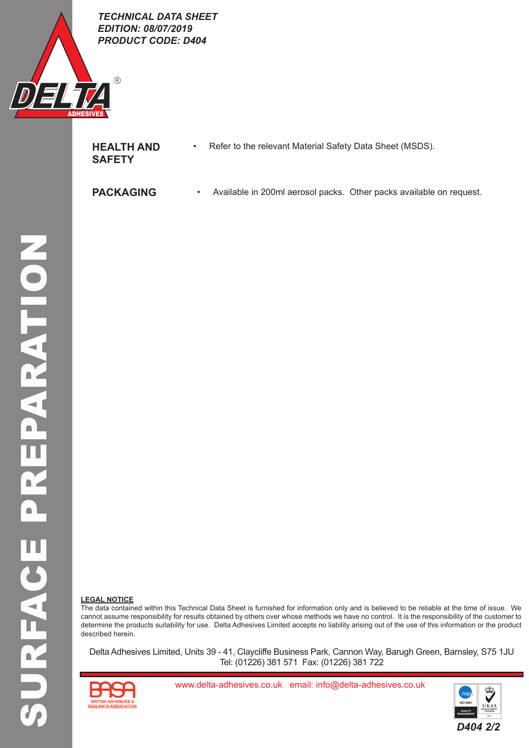*TECHNICAL DATA SHEET*
*EDITION: 08/07/2019*
*PRODUCT CODE: D404*

**HEALTH AND SAFETY**

- Refer to the relevant Material Safety Data Sheet (MSDS).

**PACKAGING**

- Available in 200ml aerosol packs. Other packs available on request.

SURFACE PREPARATION

**LEGAL NOTICE**

The data contained within this Technical Data Sheet is furnished for information only and is believed to be reliable at the time of issue. We cannot assume responsibility for results obtained by others over whose methods we have no control. It is the responsibility of the customer to determine the products suitability for use. Delta Adhesives Limited accepts no liability arising out of the use of this information or the product described herein.

Delta Adhesives Limited, Units 39 - 41, Claycliffe Business Park, Cannon Way, Barugh Green, Barnsley, S75 1JU
Tel: (01226) 381 571 Fax: (01226) 381 722

www.delta-adhesives.co.uk email: info@delta-adhesives.co.uk

BRITISH ADHESIVES & SEALANTS ASSOCIATION

D404 2/2